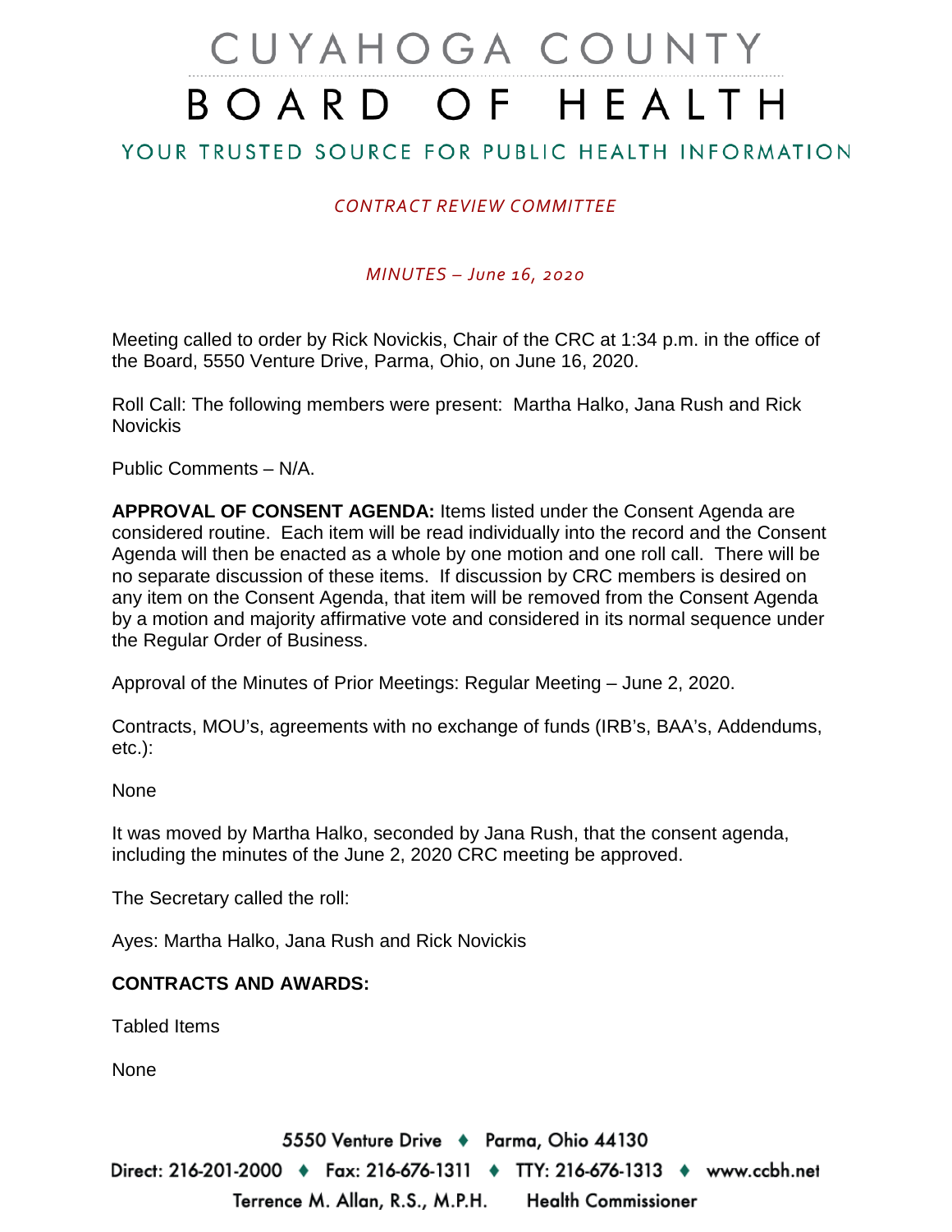# CUYAHOGA COUNTY BOARD OF HEALTH

## YOUR TRUSTED SOURCE FOR PUBLIC HEALTH INFORMATION

*CONTRACT REVIEW COMMITTEE*

*MINUTES – June 16, 2020*

Meeting called to order by Rick Novickis, Chair of the CRC at 1:34 p.m. in the office of the Board, 5550 Venture Drive, Parma, Ohio, on June 16, 2020.

Roll Call: The following members were present: Martha Halko, Jana Rush and Rick Novickis

Public Comments – N/A.

**APPROVAL OF CONSENT AGENDA:** Items listed under the Consent Agenda are considered routine. Each item will be read individually into the record and the Consent Agenda will then be enacted as a whole by one motion and one roll call. There will be no separate discussion of these items. If discussion by CRC members is desired on any item on the Consent Agenda, that item will be removed from the Consent Agenda by a motion and majority affirmative vote and considered in its normal sequence under the Regular Order of Business.

Approval of the Minutes of Prior Meetings: Regular Meeting – June 2, 2020.

Contracts, MOU's, agreements with no exchange of funds (IRB's, BAA's, Addendums, etc.):

None

It was moved by Martha Halko, seconded by Jana Rush, that the consent agenda, including the minutes of the June 2, 2020 CRC meeting be approved.

The Secretary called the roll:

Ayes: Martha Halko, Jana Rush and Rick Novickis

**CONTRACTS AND AWARDS:**

Tabled Items

None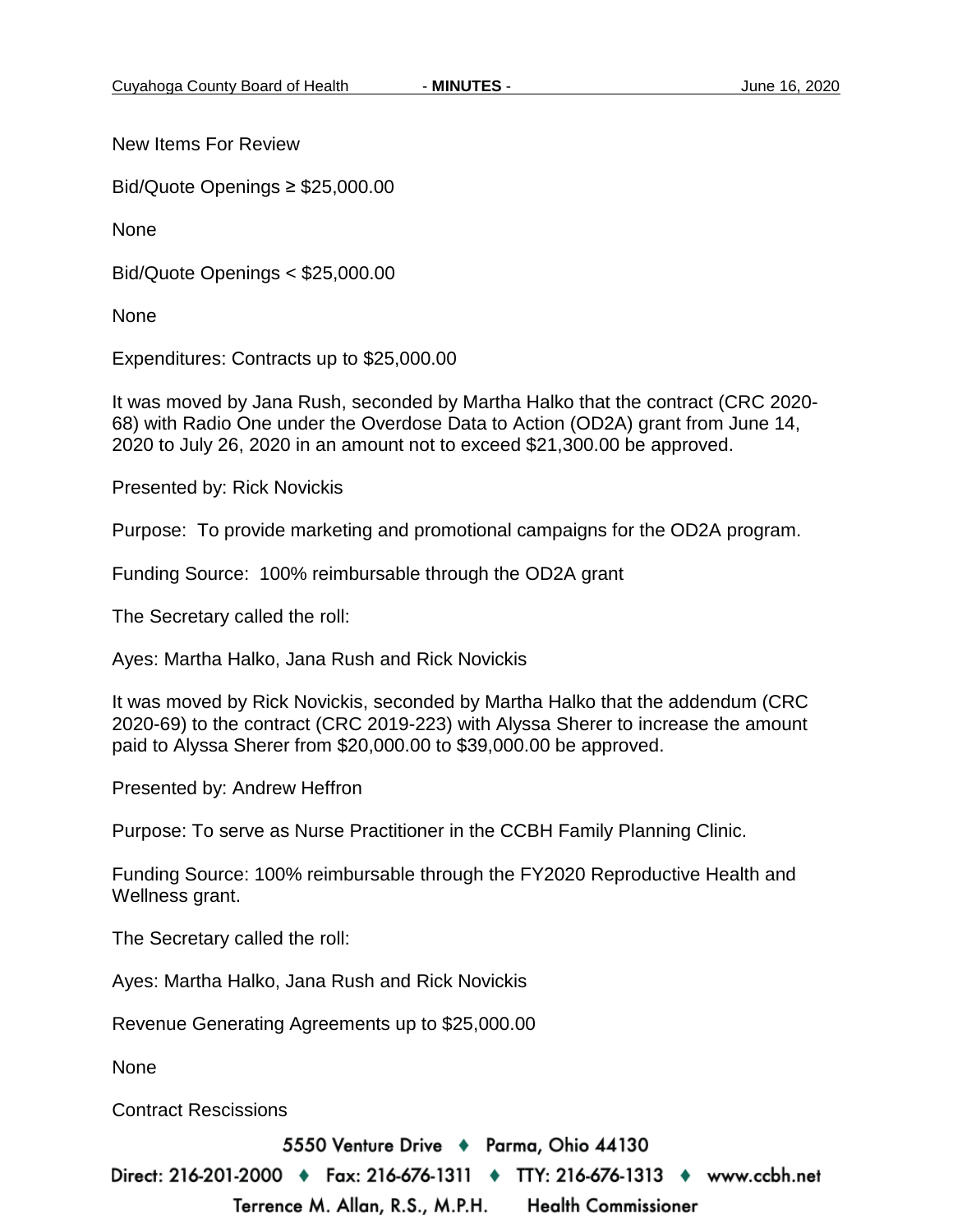New Items For Review

Bid/Quote Openings ≥ $25,000.00

None

Bid/Quote Openings < $25,000.00

None

Expenditures: Contracts up to $25,000.00

It was moved by Jana Rush, seconded by Martha Halko that the contract (CRC 2020-68) with Radio One under the Overdose Data to Action (OD2A) grant from June 14, 2020 to July 26, 2020 in an amount not to exceed $21,300.00 be approved.

Presented by: Rick Novickis

Purpose: To provide marketing and promotional campaigns for the OD2A program.

Funding Source: 100% reimbursable through the OD2A grant

The Secretary called the roll:

Ayes: Martha Halko, Jana Rush and Rick Novickis

It was moved by Rick Novickis, seconded by Martha Halko that the addendum (CRC 2020-69) to the contract (CRC 2019-223) with Alyssa Sherer to increase the amount paid to Alyssa Sherer from $20,000.00 to $39,000.00 be approved.

Presented by: Andrew Heffron

Purpose: To serve as Nurse Practitioner in the CCBH Family Planning Clinic.

Funding Source: 100% reimbursable through the FY2020 Reproductive Health and Wellness grant.

The Secretary called the roll:

Ayes: Martha Halko, Jana Rush and Rick Novickis

Revenue Generating Agreements up to $25,000.00

None

Contract Rescissions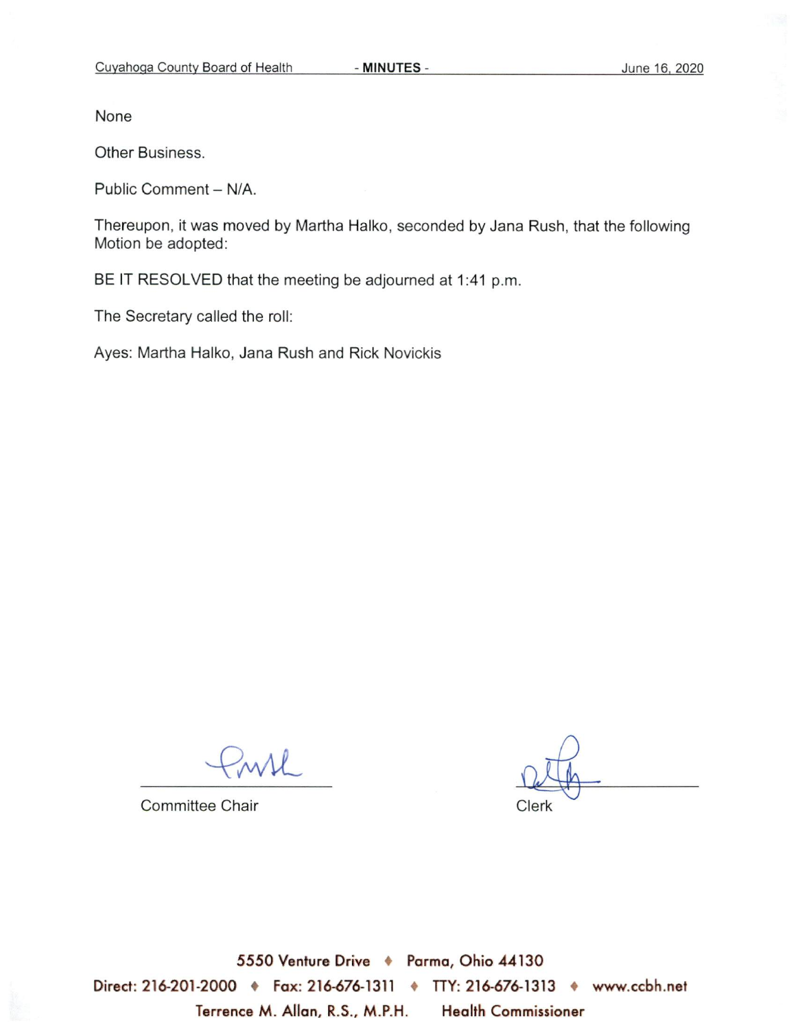None

Other Business.

Public Comment – N/A.

Thereupon, it was moved by Martha Halko, seconded by Jana Rush, that the following Motion be adopted:

BE IT RESOLVED that the meeting be adjourned at 1:41 p.m.

The Secretary called the roll:

Ayes: Martha Halko, Jana Rush and Rick Novickis

Committee Chair

Clerk